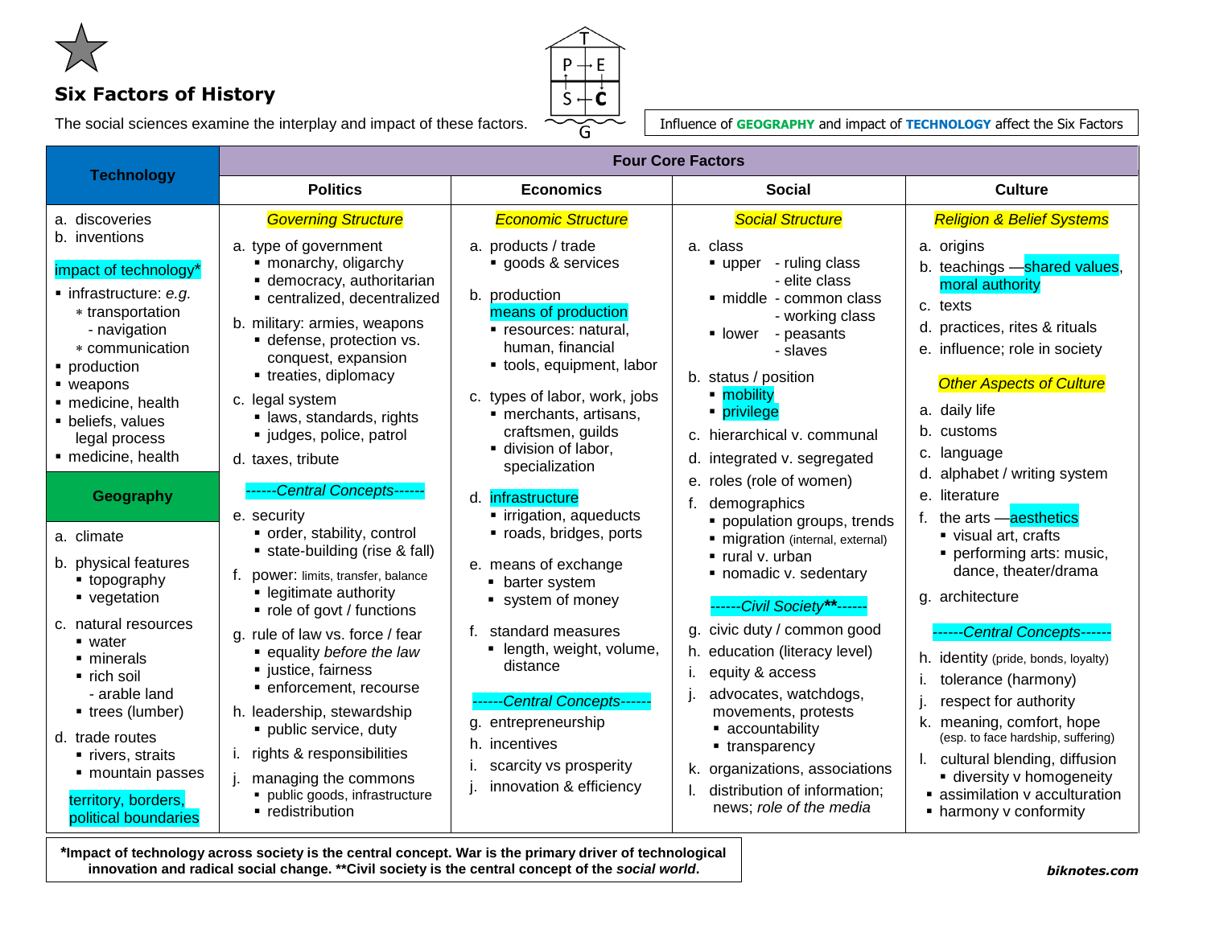# Six Factors of History

The social sciences examine the interplay and impact of these factors.

Influence of **GEOGRAPHY** and impact of **TECHNOLOGY** affect the Six Factors

## Technology

a. discoveries
b. inventions

impact of technology*

- infrastructure: *e.g.*
  - transportation
    - navigation
  - communication
- production
- weapons
- medicine, health
- beliefs, values legal process
- medicine, health

## Geography

a. climate

b. physical features
- topography
- vegetation

c. natural resources
- water
- minerals
- rich soil
  - arable land
- trees (lumber)

d. trade routes
- rivers, straits
- mountain passes

territory, borders, political boundaries

## Four Core Factors

### Politics

*Governing Structure*

a. type of government
- monarchy, oligarchy
- democracy, authoritarian
- centralized, decentralized

b. military: armies, weapons
- defense, protection vs. conquest, expansion
- treaties, diplomacy

c. legal system
- laws, standards, rights
- judges, police, patrol

d. taxes, tribute

*------Central Concepts------*

e. security
- order, stability, control
- state-building (rise & fall)

f. power: limits, transfer, balance
- legitimate authority
- role of govt / functions

g. rule of law vs. force / fear
- equality *before the law*
- justice, fairness
- enforcement, recourse

h. leadership, stewardship
- public service, duty

i. rights & responsibilities

j. managing the commons
- public goods, infrastructure
- redistribution

### Economics

*Economic Structure*

a. products / trade
- goods & services

b. production
means of production
- resources: natural, human, financial
- tools, equipment, labor

c. types of labor, work, jobs
- merchants, artisans, craftsmen, guilds
- division of labor, specialization

d. infrastructure
- irrigation, aqueducts
- roads, bridges, ports

e. means of exchange
- barter system
- system of money

f. standard measures
- length, weight, volume, distance

*------Central Concepts------*

g. entrepreneurship
h. incentives
i. scarcity vs prosperity
j. innovation & efficiency

### Social

*Social Structure*

a. class
- upper - ruling class
  - elite class
- middle - common class
  - working class
- lower - peasants
  - slaves

b. status / position
- mobility
- privilege

c. hierarchical v. communal

d. integrated v. segregated

e. roles (role of women)

f. demographics
- population groups, trends
- migration (internal, external)
- rural v. urban
- nomadic v. sedentary

*------Civil Society**------*

g. civic duty / common good
h. education (literacy level)
i. equity & access
j. advocates, watchdogs, movements, protests
- accountability
- transparency

k. organizations, associations
l. distribution of information; news; *role of the media*

### Culture

*Religion & Belief Systems*

a. origins
b. teachings —shared values, moral authority
c. texts
d. practices, rites & rituals
e. influence; role in society

*Other Aspects of Culture*

a. daily life
b. customs
c. language
d. alphabet / writing system
e. literature
f. the arts —aesthetics
- visual art, crafts
- performing arts: music, dance, theater/drama

g. architecture

*------Central Concepts------*

h. identity (pride, bonds, loyalty)
i. tolerance (harmony)
j. respect for authority
k. meaning, comfort, hope (esp. to face hardship, suffering)
l. cultural blending, diffusion
- diversity v homogeneity
- assimilation v acculturation
- harmony v conformity

**\*Impact of technology across society is the central concept. War is the primary driver of technological innovation and radical social change. \*\*Civil society is the central concept of the *social world*.**

***biknotes.com***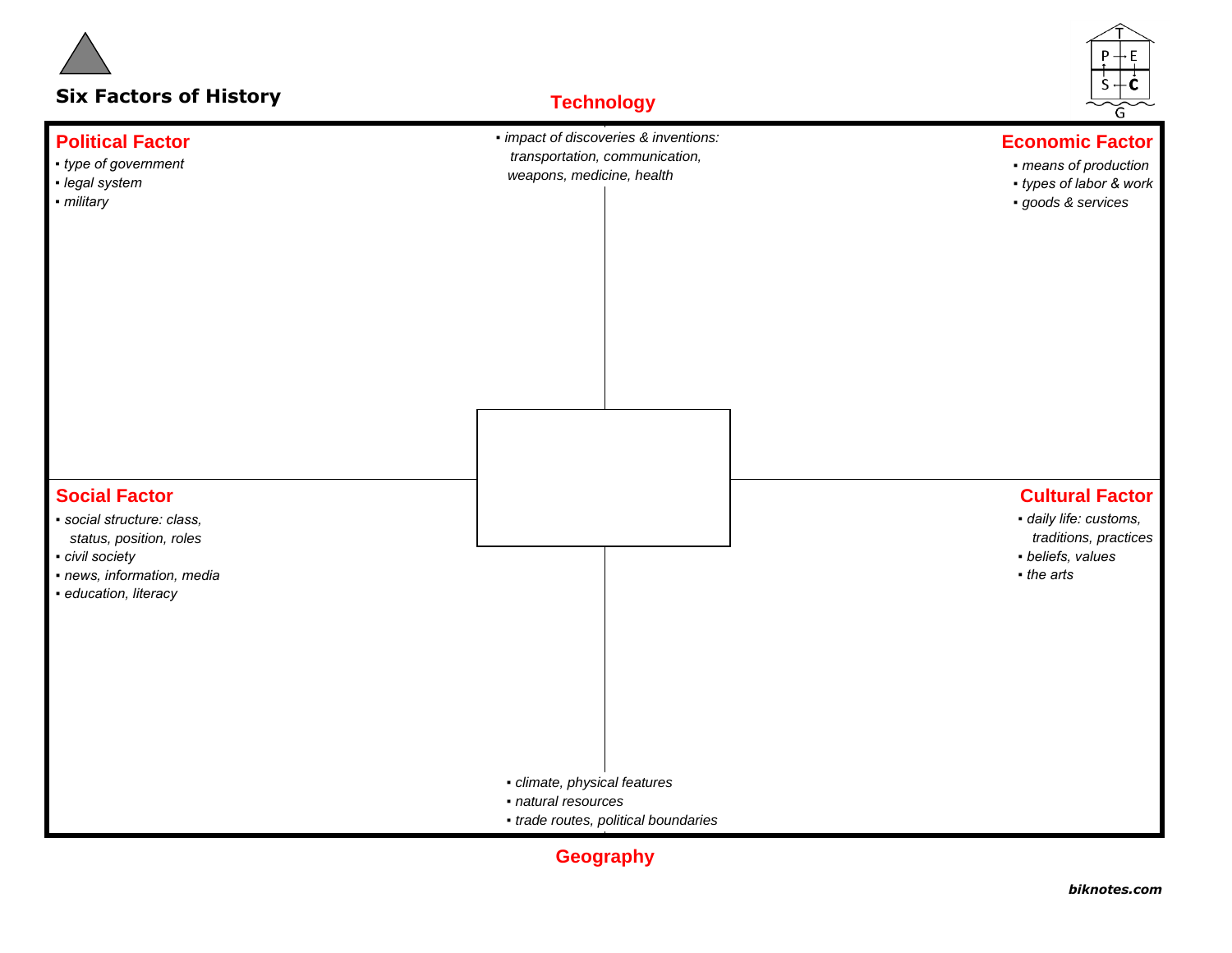# Six Factors of History

## Technology

- *impact of discoveries & inventions: transportation, communication, weapons, medicine, health*

## Political Factor

- *type of government*
- *legal system*
- *military*

## Economic Factor

- *means of production*
- *types of labor & work*
- *goods & services*

## Social Factor

- *social structure: class, status, position, roles*
- *civil society*
- *news, information, media*
- *education, literacy*

## Cultural Factor

- *daily life: customs, traditions, practices*
- *beliefs, values*
- *the arts*

## Geography

- *climate, physical features*
- *natural resources*
- *trade routes, political boundaries*

***biknotes.com***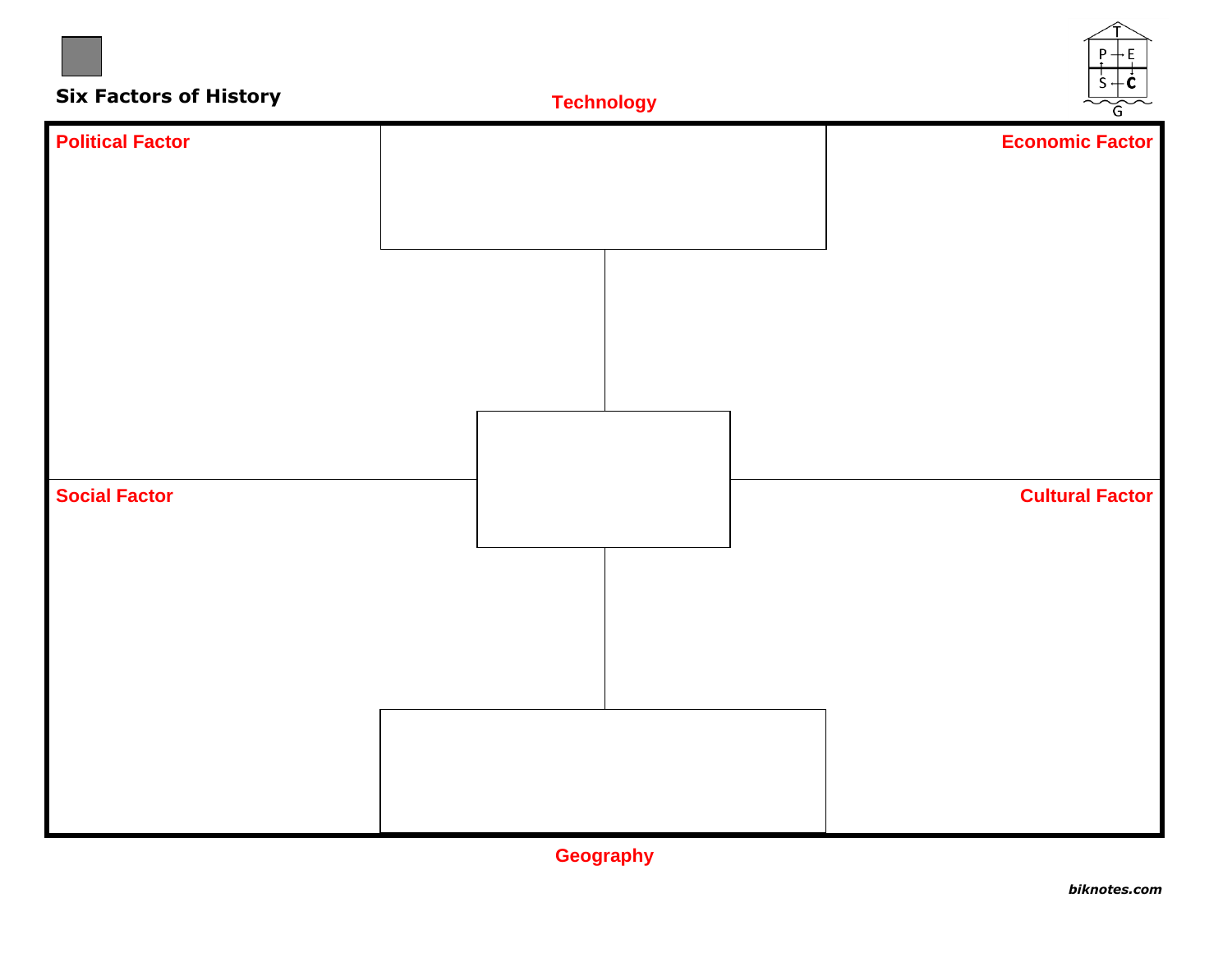## Six Factors of History

**Technology**

**Political Factor**

**Economic Factor**

**Social Factor**

**Cultural Factor**

**Geography**

***biknotes.com***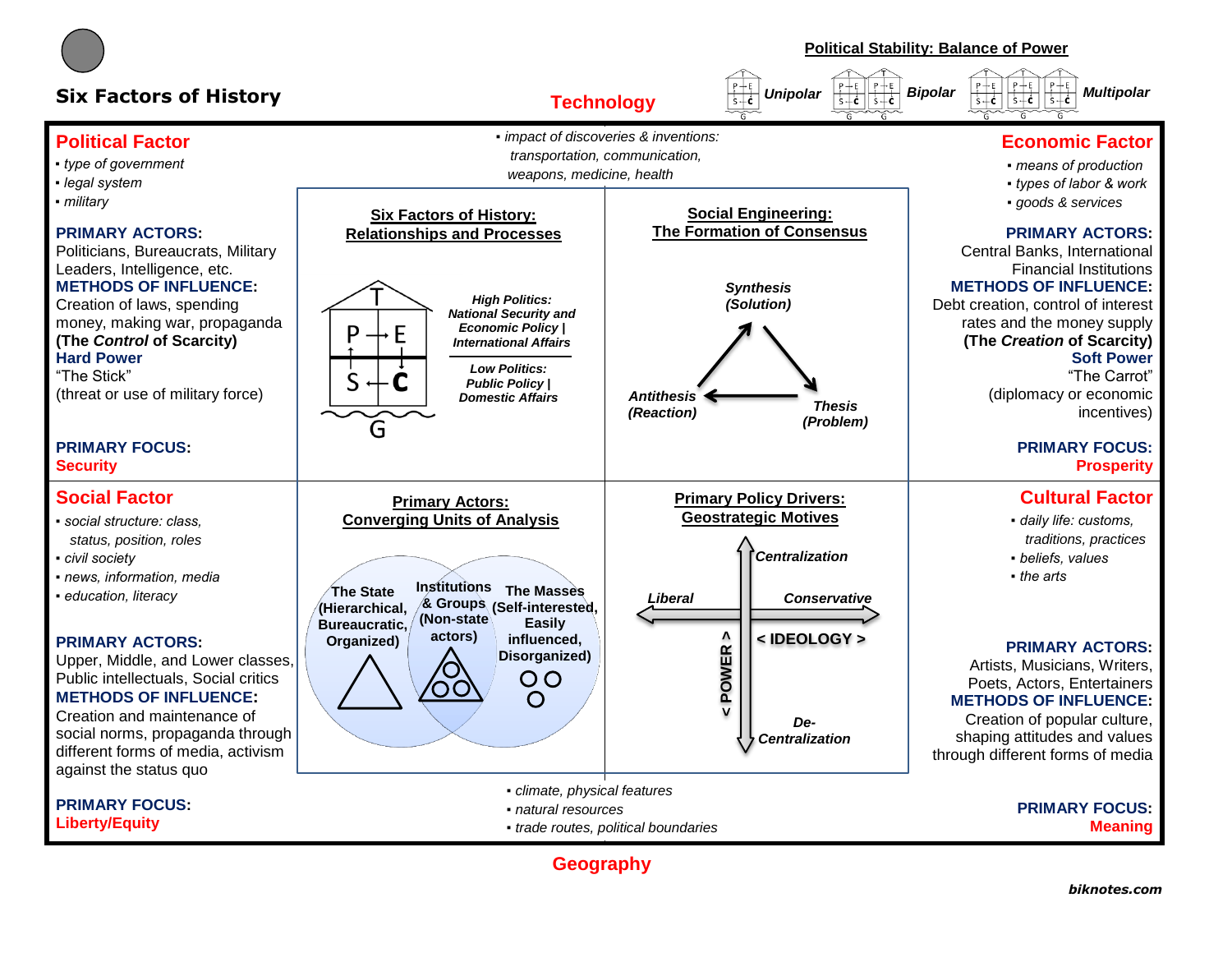# Six Factors of History

**Political Stability: Balance of Power**

Unipolar | Bipolar | Multipolar

## Technology

- impact of discoveries & inventions: transportation, communication, weapons, medicine, health

## Political Factor

- type of government
- legal system
- military

**PRIMARY ACTORS:**
Politicians, Bureaucrats, Military Leaders, Intelligence, etc.

**METHODS OF INFLUENCE:**
Creation of laws, spending money, making war, propaganda
**(The *Control* of Scarcity)**

**Hard Power**
"The Stick"
(threat or use of military force)

**PRIMARY FOCUS:**
Security

## Economic Factor

- means of production
- types of labor & work
- goods & services

**PRIMARY ACTORS:**
Central Banks, International Financial Institutions

**METHODS OF INFLUENCE:**
Debt creation, control of interest rates and the money supply
**(The *Creation* of Scarcity)**

**Soft Power**
"The Carrot"
(diplomacy or economic incentives)

**PRIMARY FOCUS:**
Prosperity

### Six Factors of History: Relationships and Processes

T
P → E
S ← C
G

***High Politics:* National Security and Economic Policy | International Affairs**

***Low Politics:* Public Policy | Domestic Affairs**

### Social Engineering: The Formation of Consensus

*Synthesis (Solution)*

*Antithesis (Reaction)*

*Thesis (Problem)*

### Primary Actors: Converging Units of Analysis

**The State (Hierarchical, Bureaucratic, Organized)**

**Institutions & Groups (Non-state actors)**

**The Masses (Self-interested, Easily influenced, Disorganized)**

### Primary Policy Drivers: Geostrategic Motives

*Centralization*

*Liberal* — *Conservative*

< IDEOLOGY >

< POWER >

*De-Centralization*

## Social Factor

- social structure: class, status, position, roles
- civil society
- news, information, media
- education, literacy

**PRIMARY ACTORS:**
Upper, Middle, and Lower classes, Public intellectuals, Social critics

**METHODS OF INFLUENCE:**
Creation and maintenance of social norms, propaganda through different forms of media, activism against the status quo

**PRIMARY FOCUS:**
Liberty/Equity

## Cultural Factor

- daily life: customs, traditions, practices
- beliefs, values
- the arts

**PRIMARY ACTORS:**
Artists, Musicians, Writers, Poets, Actors, Entertainers

**METHODS OF INFLUENCE:**
Creation of popular culture, shaping attitudes and values through different forms of media

**PRIMARY FOCUS:**
Meaning

- climate, physical features
- natural resources
- trade routes, political boundaries

## Geography

biknotes.com